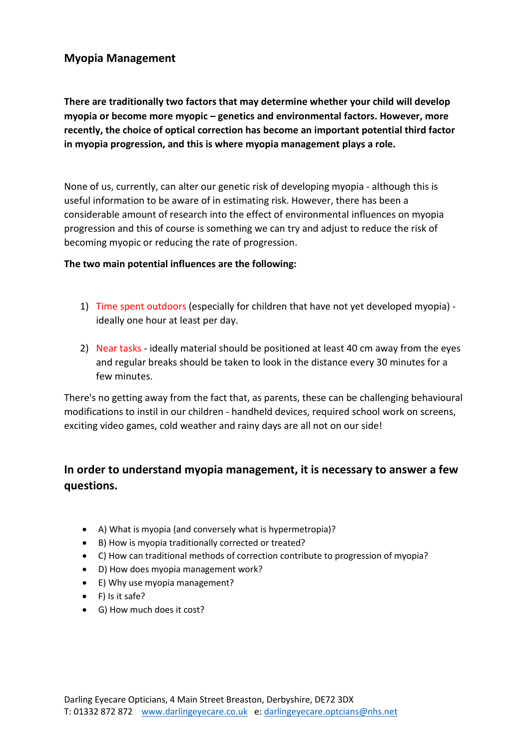# Myopia Management

**There are traditionally two factors that may determine whether your child will develop myopia or become more myopic – genetics and environmental factors. However, more recently, the choice of optical correction has become an important potential third factor in myopia progression, and this is where myopia management plays a role.**

None of us, currently, can alter our genetic risk of developing myopia - although this is useful information to be aware of in estimating risk. However, there has been a considerable amount of research into the effect of environmental influences on myopia progression and this of course is something we can try and adjust to reduce the risk of becoming myopic or reducing the rate of progression.

**The two main potential influences are the following:**

1) Time spent outdoors (especially for children that have not yet developed myopia) - ideally one hour at least per day.

2) Near tasks - ideally material should be positioned at least 40 cm away from the eyes and regular breaks should be taken to look in the distance every 30 minutes for a few minutes.

There's no getting away from the fact that, as parents, these can be challenging behavioural modifications to instil in our children - handheld devices, required school work on screens, exciting video games, cold weather and rainy days are all not on our side!

## In order to understand myopia management, it is necessary to answer a few questions.

- A) What is myopia (and conversely what is hypermetropia)?
- B) How is myopia traditionally corrected or treated?
- C) How can traditional methods of correction contribute to progression of myopia?
- D) How does myopia management work?
- E) Why use myopia management?
- F) Is it safe?
- G) How much does it cost?

Darling Eyecare Opticians, 4 Main Street Breaston, Derbyshire, DE72 3DX
T: 01332 872 872 www.darlingeyecare.co.uk e: darlingeyecare.optcians@nhs.net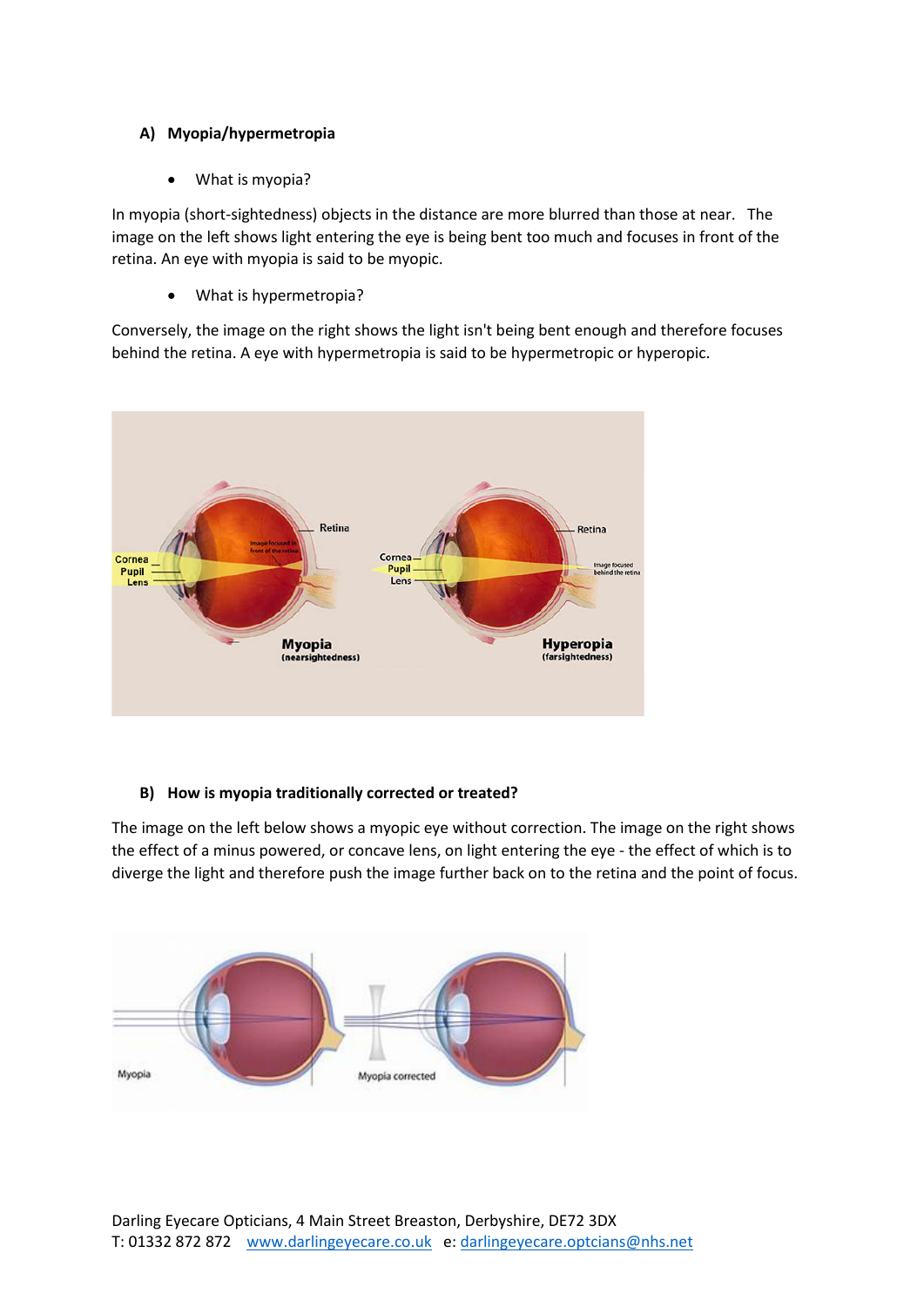**A) Myopia/hypermetropia**

- What is myopia?

In myopia (short-sightedness) objects in the distance are more blurred than those at near. The image on the left shows light entering the eye is being bent too much and focuses in front of the retina. An eye with myopia is said to be myopic.

- What is hypermetropia?

Conversely, the image on the right shows the light isn't being bent enough and therefore focuses behind the retina. A eye with hypermetropia is said to be hypermetropic or hyperopic.

**B) How is myopia traditionally corrected or treated?**

The image on the left below shows a myopic eye without correction. The image on the right shows the effect of a minus powered, or concave lens, on light entering the eye - the effect of which is to diverge the light and therefore push the image further back on to the retina and the point of focus.

Darling Eyecare Opticians, 4 Main Street Breaston, Derbyshire, DE72 3DX
T: 01332 872 872 www.darlingeyecare.co.uk e: darlingeyecare.optcians@nhs.net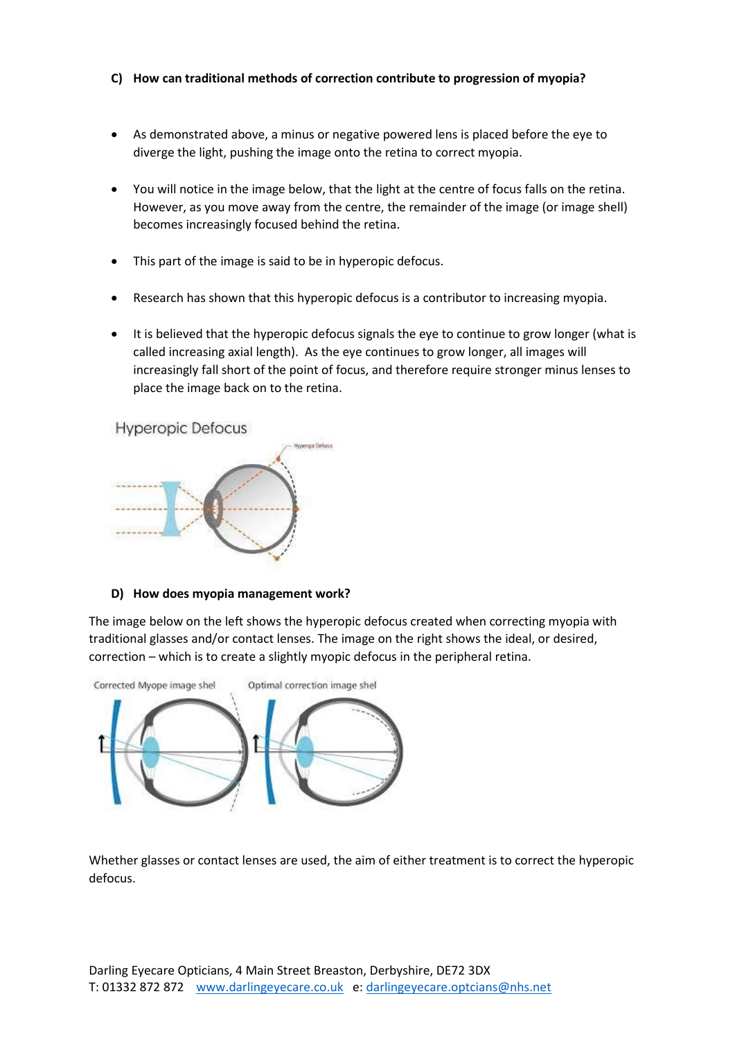**C) How can traditional methods of correction contribute to progression of myopia?**

- As demonstrated above, a minus or negative powered lens is placed before the eye to diverge the light, pushing the image onto the retina to correct myopia.
- You will notice in the image below, that the light at the centre of focus falls on the retina. However, as you move away from the centre, the remainder of the image (or image shell) becomes increasingly focused behind the retina.
- This part of the image is said to be in hyperopic defocus.
- Research has shown that this hyperopic defocus is a contributor to increasing myopia.
- It is believed that the hyperopic defocus signals the eye to continue to grow longer (what is called increasing axial length). As the eye continues to grow longer, all images will increasingly fall short of the point of focus, and therefore require stronger minus lenses to place the image back on to the retina.

Hyperopic Defocus

**D) How does myopia management work?**

The image below on the left shows the hyperopic defocus created when correcting myopia with traditional glasses and/or contact lenses. The image on the right shows the ideal, or desired, correction – which is to create a slightly myopic defocus in the peripheral retina.

Corrected Myope image shel Optimal correction image shel

Whether glasses or contact lenses are used, the aim of either treatment is to correct the hyperopic defocus.

Darling Eyecare Opticians, 4 Main Street Breaston, Derbyshire, DE72 3DX
T: 01332 872 872 www.darlingeyecare.co.uk e: darlingeyecare.optcians@nhs.net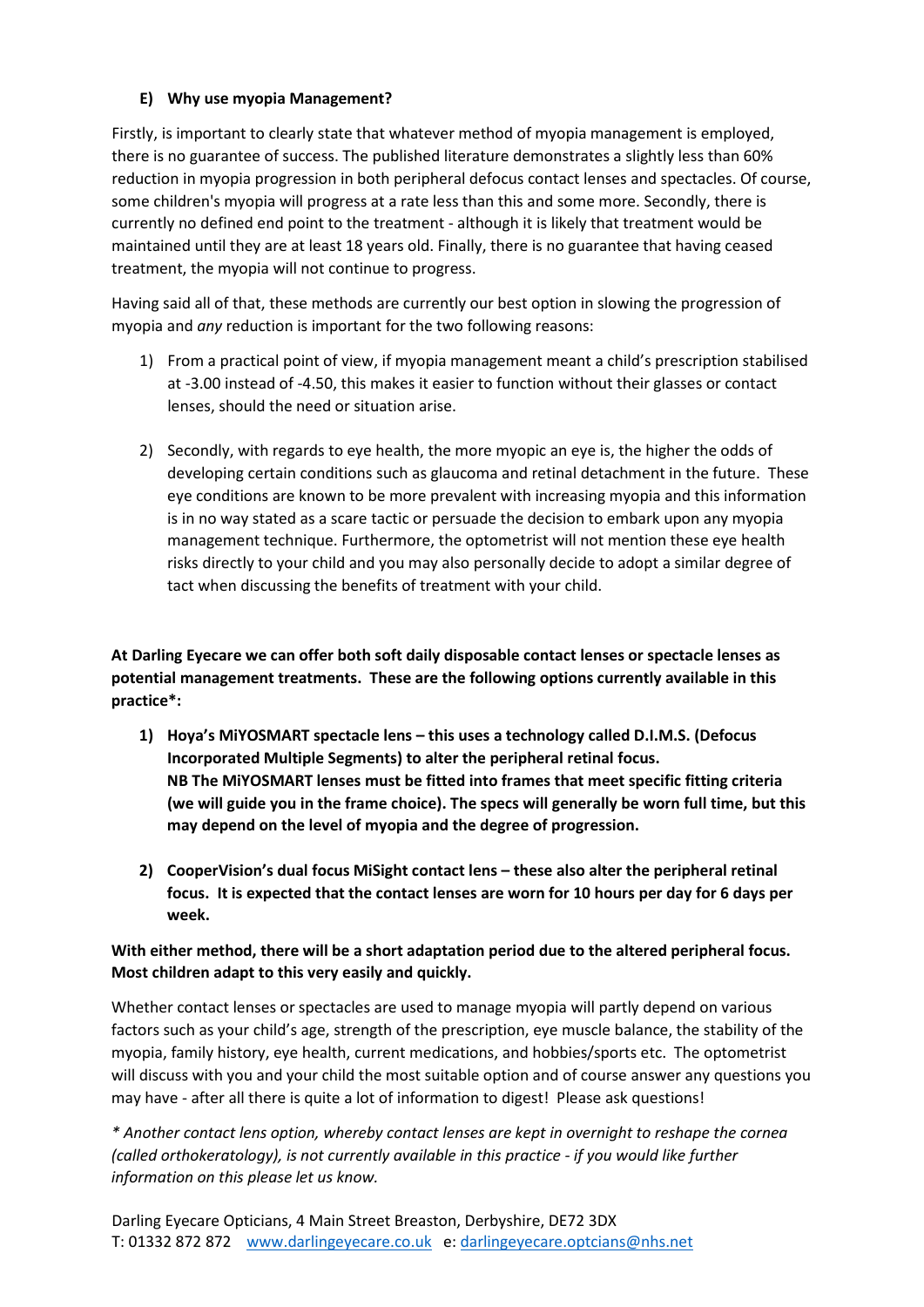### E) Why use myopia Management?

Firstly, is important to clearly state that whatever method of myopia management is employed, there is no guarantee of success. The published literature demonstrates a slightly less than 60% reduction in myopia progression in both peripheral defocus contact lenses and spectacles. Of course, some children's myopia will progress at a rate less than this and some more. Secondly, there is currently no defined end point to the treatment - although it is likely that treatment would be maintained until they are at least 18 years old. Finally, there is no guarantee that having ceased treatment, the myopia will not continue to progress.

Having said all of that, these methods are currently our best option in slowing the progression of myopia and *any* reduction is important for the two following reasons:

1) From a practical point of view, if myopia management meant a child's prescription stabilised at -3.00 instead of -4.50, this makes it easier to function without their glasses or contact lenses, should the need or situation arise.

2) Secondly, with regards to eye health, the more myopic an eye is, the higher the odds of developing certain conditions such as glaucoma and retinal detachment in the future. These eye conditions are known to be more prevalent with increasing myopia and this information is in no way stated as a scare tactic or persuade the decision to embark upon any myopia management technique. Furthermore, the optometrist will not mention these eye health risks directly to your child and you may also personally decide to adopt a similar degree of tact when discussing the benefits of treatment with your child.

**At Darling Eyecare we can offer both soft daily disposable contact lenses or spectacle lenses as potential management treatments. These are the following options currently available in this practice*:**

1) **Hoya's MiYOSMART spectacle lens – this uses a technology called D.I.M.S. (Defocus Incorporated Multiple Segments) to alter the peripheral retinal focus.**
   **NB The MiYOSMART lenses must be fitted into frames that meet specific fitting criteria (we will guide you in the frame choice). The specs will generally be worn full time, but this may depend on the level of myopia and the degree of progression.**

2) **CooperVision's dual focus MiSight contact lens – these also alter the peripheral retinal focus. It is expected that the contact lenses are worn for 10 hours per day for 6 days per week.**

**With either method, there will be a short adaptation period due to the altered peripheral focus. Most children adapt to this very easily and quickly.**

Whether contact lenses or spectacles are used to manage myopia will partly depend on various factors such as your child's age, strength of the prescription, eye muscle balance, the stability of the myopia, family history, eye health, current medications, and hobbies/sports etc. The optometrist will discuss with you and your child the most suitable option and of course answer any questions you may have - after all there is quite a lot of information to digest! Please ask questions!

*\* Another contact lens option, whereby contact lenses are kept in overnight to reshape the cornea (called orthokeratology), is not currently available in this practice - if you would like further information on this please let us know.*

Darling Eyecare Opticians, 4 Main Street Breaston, Derbyshire, DE72 3DX
T: 01332 872 872 www.darlingeyecare.co.uk e: darlingeyecare.optcians@nhs.net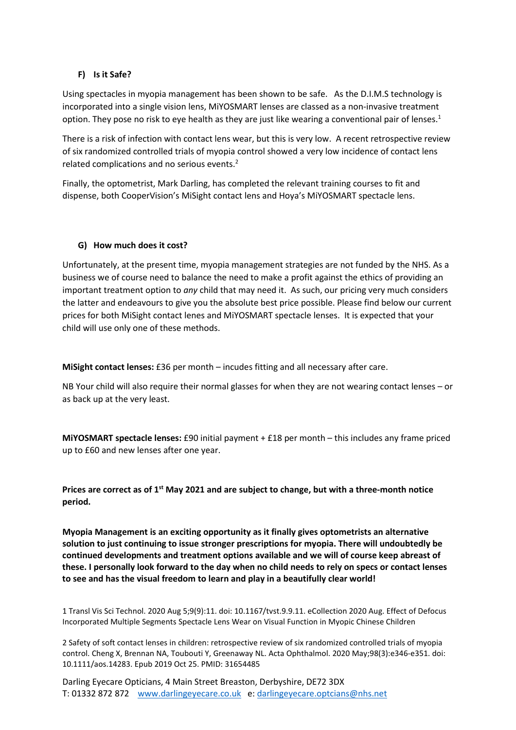### F) Is it Safe?

Using spectacles in myopia management has been shown to be safe. As the D.I.M.S technology is incorporated into a single vision lens, MiYOSMART lenses are classed as a non-invasive treatment option. They pose no risk to eye health as they are just like wearing a conventional pair of lenses.[1]

There is a risk of infection with contact lens wear, but this is very low. A recent retrospective review of six randomized controlled trials of myopia control showed a very low incidence of contact lens related complications and no serious events.[2]

Finally, the optometrist, Mark Darling, has completed the relevant training courses to fit and dispense, both CooperVision's MiSight contact lens and Hoya's MiYOSMART spectacle lens.

### G) How much does it cost?

Unfortunately, at the present time, myopia management strategies are not funded by the NHS. As a business we of course need to balance the need to make a profit against the ethics of providing an important treatment option to *any* child that may need it. As such, our pricing very much considers the latter and endeavours to give you the absolute best price possible. Please find below our current prices for both MiSight contact lenes and MiYOSMART spectacle lenses. It is expected that your child will use only one of these methods.

**MiSight contact lenses:** £36 per month – incudes fitting and all necessary after care.

NB Your child will also require their normal glasses for when they are not wearing contact lenses – or as back up at the very least.

**MiYOSMART spectacle lenses:** £90 initial payment + £18 per month – this includes any frame priced up to £60 and new lenses after one year.

**Prices are correct as of 1st May 2021 and are subject to change, but with a three-month notice period.**

**Myopia Management is an exciting opportunity as it finally gives optometrists an alternative solution to just continuing to issue stronger prescriptions for myopia. There will undoubtedly be continued developments and treatment options available and we will of course keep abreast of these. I personally look forward to the day when no child needs to rely on specs or contact lenses to see and has the visual freedom to learn and play in a beautifully clear world!**

1 Transl Vis Sci Technol. 2020 Aug 5;9(9):11. doi: 10.1167/tvst.9.9.11. eCollection 2020 Aug. Effect of Defocus Incorporated Multiple Segments Spectacle Lens Wear on Visual Function in Myopic Chinese Children

2 Safety of soft contact lenses in children: retrospective review of six randomized controlled trials of myopia control. Cheng X, Brennan NA, Toubouti Y, Greenaway NL. Acta Ophthalmol. 2020 May;98(3):e346-e351. doi: 10.1111/aos.14283. Epub 2019 Oct 25. PMID: 31654485

Darling Eyecare Opticians, 4 Main Street Breaston, Derbyshire, DE72 3DX
T: 01332 872 872 www.darlingeyecare.co.uk e: darlingeyecare.optcians@nhs.net